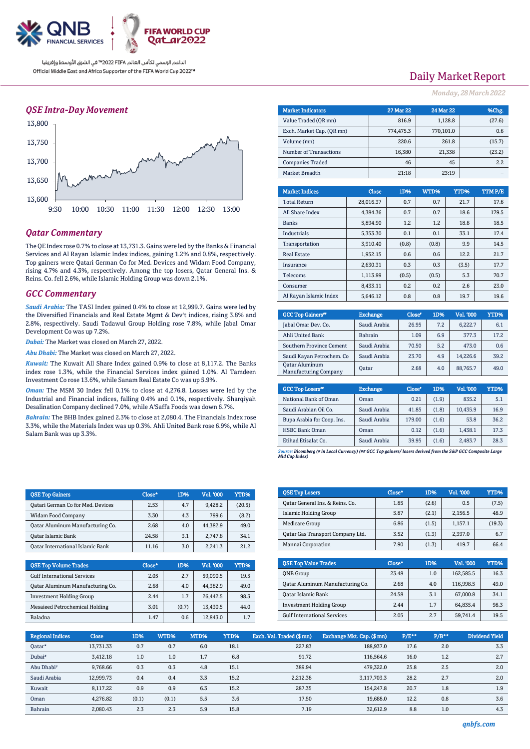# Daily Market Report

*Monday, 28 March 2022*

الداعم الرسمي لكأس العالم FIFA 2022™ في الشرق الأوسط وإفريقيا

Official Middle East and Africa Supporter of the FIFA World Cup 2022™

## QSE Intra-Day Movement

## Qatar Commentary

The QE Index rose 0.7% to close at 13,731.3. Gains were led by the Banks & Financial Services and Al Rayan Islamic Index indices, gaining 1.2% and 0.8%, respectively. Top gainers were Qatari German Co for Med. Devices and Widam Food Company, rising 4.7% and 4.3%, respectively. Among the top losers, Qatar General Ins. & Reins. Co. fell 2.6%, while Islamic Holding Group was down 2.1%.

## GCC Commentary

***Saudi Arabia:*** The TASI Index gained 0.4% to close at 12,999.7. Gains were led by the Diversified Financials and Real Estate Mgmt & Dev't indices, rising 3.8% and 2.8%, respectively. Saudi Tadawul Group Holding rose 7.8%, while Jabal Omar Development Co was up 7.2%.

***Dubai:*** The Market was closed on March 27, 2022.

***Abu Dhabi:*** The Market was closed on March 27, 2022.

***Kuwait:*** The Kuwait All Share Index gained 0.9% to close at 8,117.2. The Banks index rose 1.3%, while the Financial Services index gained 1.0%. Al Tamdeen Investment Co rose 13.6%, while Sanam Real Estate Co was up 5.9%.

***Oman:*** The MSM 30 Index fell 0.1% to close at 4,276.8. Losses were led by the Industrial and Financial indices, falling 0.4% and 0.1%, respectively. Sharqiyah Desalination Company declined 7.0%, while A'Saffa Foods was down 6.7%.

***Bahrain:*** The BHB Index gained 2.3% to close at 2,080.4. The Financials Index rose 3.3%, while the Materials Index was up 0.3%. Ahli United Bank rose 6.9%, while Al Salam Bank was up 3.3%.

| Market Indicators | 27 Mar 22 | 24 Mar 22 | %Chg. |
|---|---|---|---|
| Value Traded (QR mn) | 816.9 | 1,128.8 | (27.6) |
| Exch. Market Cap. (QR mn) | 774,475.3 | 770,101.0 | 0.6 |
| Volume (mn) | 220.6 | 261.8 | (15.7) |
| Number of Transactions | 16,380 | 21,338 | (23.2) |
| Companies Traded | 46 | 45 | 2.2 |
| Market Breadth | 21:18 | 23:19 | – |

| Market Indices | Close | 1D% | WTD% | YTD% | TTM P/E |
|---|---|---|---|---|---|
| Total Return | 28,016.37 | 0.7 | 0.7 | 21.7 | 17.6 |
| All Share Index | 4,384.36 | 0.7 | 0.7 | 18.6 | 179.5 |
| Banks | 5,894.90 | 1.2 | 1.2 | 18.8 | 18.5 |
| Industrials | 5,353.30 | 0.1 | 0.1 | 33.1 | 17.4 |
| Transportation | 3,910.40 | (0.8) | (0.8) | 9.9 | 14.5 |
| Real Estate | 1,952.15 | 0.6 | 0.6 | 12.2 | 21.7 |
| Insurance | 2,630.31 | 0.3 | 0.3 | (3.5) | 17.7 |
| Telecoms | 1,113.99 | (0.5) | (0.5) | 5.3 | 70.7 |
| Consumer | 8,433.11 | 0.2 | 0.2 | 2.6 | 23.0 |
| Al Rayan Islamic Index | 5,646.12 | 0.8 | 0.8 | 19.7 | 19.6 |

| GCC Top Gainers## | Exchange | Close# | 1D% | Vol. '000 | YTD% |
|---|---|---|---|---|---|
| Jabal Omar Dev. Co. | Saudi Arabia | 26.95 | 7.2 | 6,222.7 | 6.1 |
| Ahli United Bank | Bahrain | 1.09 | 6.9 | 377.3 | 17.2 |
| Southern Province Cement | Saudi Arabia | 70.50 | 5.2 | 473.0 | 0.6 |
| Saudi Kayan Petrochem. Co | Saudi Arabia | 23.70 | 4.9 | 14,226.6 | 39.2 |
| Qatar Aluminum Manufacturing Company | Qatar | 2.68 | 4.0 | 88,765.7 | 49.0 |

| GCC Top Losers## | Exchange | Close# | 1D% | Vol. '000 | YTD% |
|---|---|---|---|---|---|
| National Bank of Oman | Oman | 0.21 | (1.9) | 835.2 | 5.1 |
| Saudi Arabian Oil Co. | Saudi Arabia | 41.85 | (1.8) | 10,435.9 | 16.9 |
| Bupa Arabia for Coop. Ins. | Saudi Arabia | 179.00 | (1.6) | 53.8 | 36.2 |
| HSBC Bank Oman | Oman | 0.12 | (1.6) | 1,438.1 | 17.3 |
| Etihad Etisalat Co. | Saudi Arabia | 39.95 | (1.6) | 2,483.7 | 28.3 |

*Source: Bloomberg (# in Local Currency) (## GCC Top gainers/ losers derived from the S&P GCC Composite Large Mid Cap Index)*

| QSE Top Gainers | Close* | 1D% | Vol. '000 | YTD% |
|---|---|---|---|---|
| Qatari German Co for Med. Devices | 2.53 | 4.7 | 9,428.2 | (20.5) |
| Widam Food Company | 3.30 | 4.3 | 799.6 | (8.2) |
| Qatar Aluminum Manufacturing Co. | 2.68 | 4.0 | 44,382.9 | 49.0 |
| Qatar Islamic Bank | 24.58 | 3.1 | 2,747.8 | 34.1 |
| Qatar International Islamic Bank | 11.16 | 3.0 | 2,241.3 | 21.2 |

| QSE Top Losers | Close* | 1D% | Vol. '000 | YTD% |
|---|---|---|---|---|
| Qatar General Ins. & Reins. Co. | 1.85 | (2.6) | 0.5 | (7.5) |
| Islamic Holding Group | 5.87 | (2.1) | 2,156.5 | 48.9 |
| Medicare Group | 6.86 | (1.5) | 1,157.1 | (19.3) |
| Qatar Gas Transport Company Ltd. | 3.52 | (1.3) | 2,397.0 | 6.7 |
| Mannai Corporation | 7.90 | (1.3) | 419.7 | 66.4 |

| QSE Top Volume Trades | Close* | 1D% | Vol. '000 | YTD% |
|---|---|---|---|---|
| Gulf International Services | 2.05 | 2.7 | 59,090.5 | 19.5 |
| Qatar Aluminum Manufacturing Co. | 2.68 | 4.0 | 44,382.9 | 49.0 |
| Investment Holding Group | 2.44 | 1.7 | 26,442.5 | 98.3 |
| Mesaieed Petrochemical Holding | 3.01 | (0.7) | 13,430.5 | 44.0 |
| Baladna | 1.47 | 0.6 | 12,843.0 | 1.7 |

| QSE Top Value Trades | Close* | 1D% | Val. '000 | YTD% |
|---|---|---|---|---|
| QNB Group | 23.48 | 1.0 | 162,585.5 | 16.3 |
| Qatar Aluminum Manufacturing Co. | 2.68 | 4.0 | 116,998.5 | 49.0 |
| Qatar Islamic Bank | 24.58 | 3.1 | 67,000.8 | 34.1 |
| Investment Holding Group | 2.44 | 1.7 | 64,835.4 | 98.3 |
| Gulf International Services | 2.05 | 2.7 | 59,741.4 | 19.5 |

| Regional Indices | Close | 1D% | WTD% | MTD% | YTD% | Exch. Val. Traded ($ mn) | Exchange Mkt. Cap. ($ mn) | P/E** | P/B** | Dividend Yield |
|---|---|---|---|---|---|---|---|---|---|---|
| Qatar* | 13,731.33 | 0.7 | 0.7 | 6.0 | 18.1 | 227.83 | 188,937.0 | 17.6 | 2.0 | 3.3 |
| Dubai# | 3,412.18 | 1.0 | 1.0 | 1.7 | 6.8 | 91.72 | 116,564.6 | 16.0 | 1.2 | 2.7 |
| Abu Dhabi# | 9,768.66 | 0.3 | 0.3 | 4.8 | 15.1 | 389.94 | 479,322.0 | 25.8 | 2.5 | 2.0 |
| Saudi Arabia | 12,999.73 | 0.4 | 0.4 | 3.3 | 15.2 | 2,212.38 | 3,117,703.3 | 28.2 | 2.7 | 2.0 |
| Kuwait | 8,117.22 | 0.9 | 0.9 | 6.3 | 15.2 | 287.35 | 154,247.8 | 20.7 | 1.8 | 1.9 |
| Oman | 4,276.82 | (0.1) | (0.1) | 5.5 | 3.6 | 17.50 | 19,688.0 | 12.2 | 0.8 | 3.6 |
| Bahrain | 2,080.43 | 2.3 | 2.3 | 5.9 | 15.8 | 7.19 | 32,612.9 | 8.8 | 1.0 | 4.3 |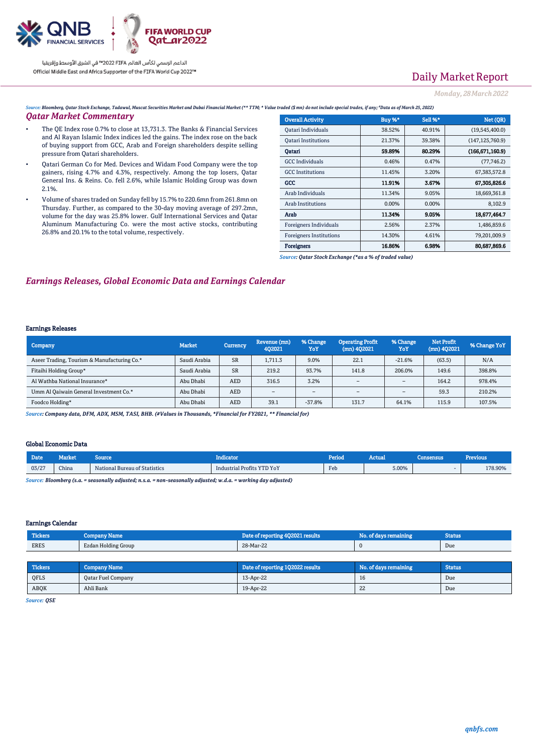Daily Market Report

*Monday, 28 March 2022*

*Source: Bloomberg, Qatar Stock Exchange, Tadawul, Muscat Securities Market and Dubai Financial Market (** TTM; * Value traded ($ mn) do not include special trades, if any; #Data as of March 25, 2022)*

## *Qatar Market Commentary*

- The QE Index rose 0.7% to close at 13,731.3. The Banks & Financial Services and Al Rayan Islamic Index indices led the gains. The index rose on the back of buying support from GCC, Arab and Foreign shareholders despite selling pressure from Qatari shareholders.
- Qatari German Co for Med. Devices and Widam Food Company were the top gainers, rising 4.7% and 4.3%, respectively. Among the top losers, Qatar General Ins. & Reins. Co. fell 2.6%, while Islamic Holding Group was down 2.1%.
- Volume of shares traded on Sunday fell by 15.7% to 220.6mn from 261.8mn on Thursday. Further, as compared to the 30-day moving average of 297.2mn, volume for the day was 25.8% lower. Gulf International Services and Qatar Aluminum Manufacturing Co. were the most active stocks, contributing 26.8% and 20.1% to the total volume, respectively.

| Overall Activity | Buy %* | Sell %* | Net (QR) |
|---|---|---|---|
| Qatari Individuals | 38.52% | 40.91% | (19,545,400.0) |
| Qatari Institutions | 21.37% | 39.38% | (147,125,760.9) |
| **Qatari** | **59.89%** | **80.29%** | **(166,671,160.9)** |
| GCC Individuals | 0.46% | 0.47% | (77,746.2) |
| GCC Institutions | 11.45% | 3.20% | 67,383,572.8 |
| **GCC** | **11.91%** | **3.67%** | **67,305,826.6** |
| Arab Individuals | 11.34% | 9.05% | 18,669,361.8 |
| Arab Institutions | 0.00% | 0.00% | 8,102.9 |
| **Arab** | **11.34%** | **9.05%** | **18,677,464.7** |
| Foreigners Individuals | 2.56% | 2.37% | 1,486,859.6 |
| Foreigners Institutions | 14.30% | 4.61% | 79,201,009.9 |
| **Foreigners** | **16.86%** | **6.98%** | **80,687,869.6** |

*Source: Qatar Stock Exchange (*as a % of traded value)*

## *Earnings Releases, Global Economic Data and Earnings Calendar*

### Earnings Releases

| Company | Market | Currency | Revenue (mn) 4Q2021 | % Change YoY | Operating Profit (mn) 4Q2021 | % Change YoY | Net Profit (mn) 4Q2021 | % Change YoY |
|---|---|---|---|---|---|---|---|---|
| Aseer Trading, Tourism & Manufacturing Co.* | Saudi Arabia | SR | 1,711.3 | 9.0% | 22.1 | -21.6% | (63.5) | N/A |
| Fitaihi Holding Group* | Saudi Arabia | SR | 219.2 | 93.7% | 141.8 | 206.0% | 149.6 | 398.8% |
| Al Wathba National Insurance* | Abu Dhabi | AED | 316.5 | 3.2% | – | – | 164.2 | 978.4% |
| Umm Al Qaiwain General Investment Co.* | Abu Dhabi | AED | – | – | – | – | 59.3 | 210.2% |
| Foodco Holding* | Abu Dhabi | AED | 39.1 | -37.8% | 131.7 | 64.1% | 115.9 | 107.5% |

*Source: Company data, DFM, ADX, MSM, TASI, BHB. (#Values in Thousands, *Financial for FY2021, ** Financial for)*

### Global Economic Data

| Date | Market | Source | Indicator | Period | Actual | Consensus | Previous |
|---|---|---|---|---|---|---|---|
| 03/27 | China | National Bureau of Statistics | Industrial Profits YTD YoY | Feb | 5.00% | - | 178.90% |

*Source: Bloomberg (s.a. = seasonally adjusted; n.s.a. = non-seasonally adjusted; w.d.a. = working day adjusted)*

### Earnings Calendar

| Tickers | Company Name | Date of reporting 4Q2021 results | No. of days remaining | Status |
|---|---|---|---|---|
| ERES | Ezdan Holding Group | 28-Mar-22 | 0 | Due |

| Tickers | Company Name | Date of reporting 1Q2022 results | No. of days remaining | Status |
|---|---|---|---|---|
| QFLS | Qatar Fuel Company | 13-Apr-22 | 16 | Due |
| ABQK | Ahli Bank | 19-Apr-22 | 22 | Due |

*Source: QSE*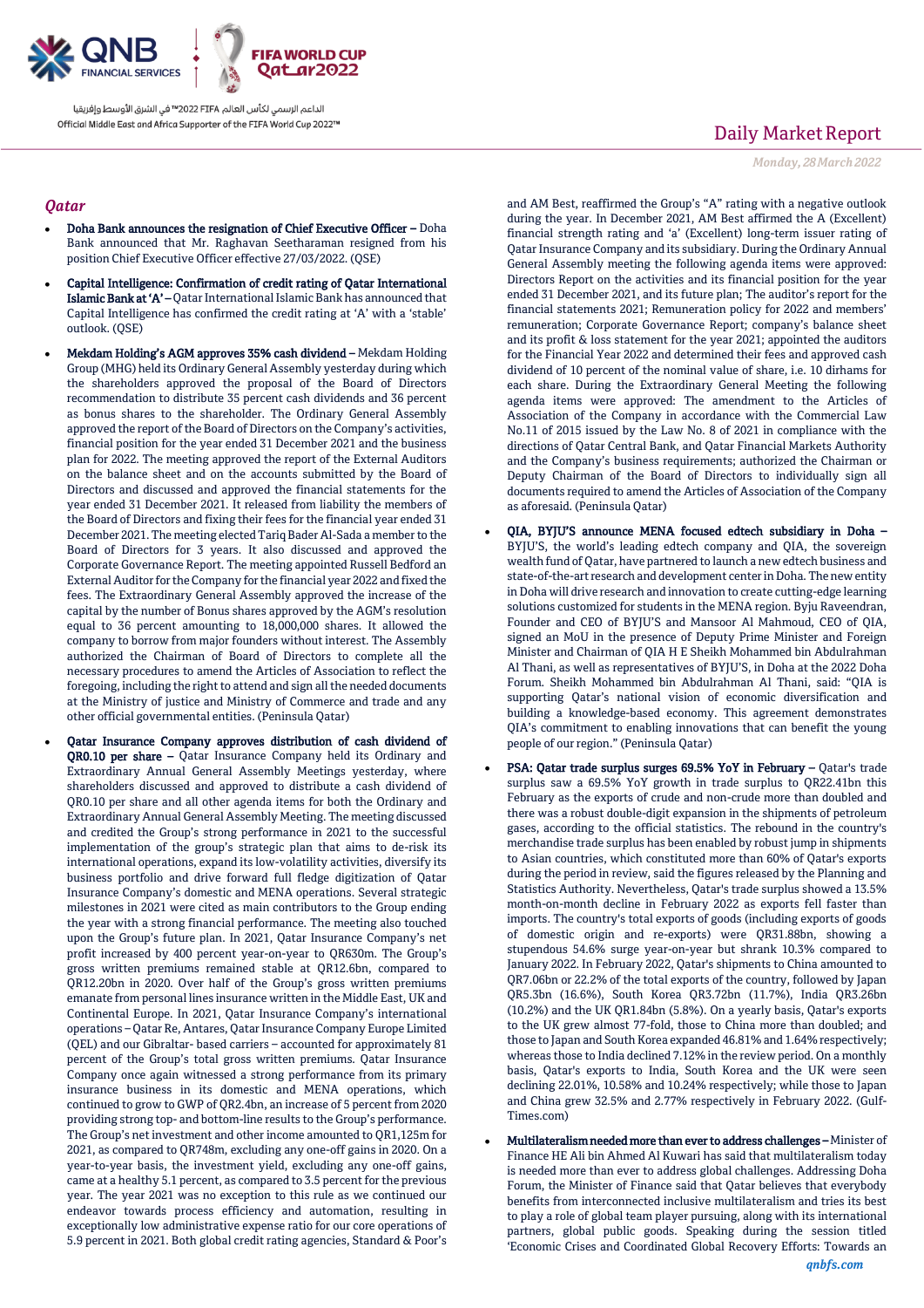## Qatar

- **Doha Bank announces the resignation of Chief Executive Officer –** Doha Bank announced that Mr. Raghavan Seetharaman resigned from his position Chief Executive Officer effective 27/03/2022. (QSE)
- **Capital Intelligence: Confirmation of credit rating of Qatar International Islamic Bank at 'A' –** Qatar International Islamic Bank has announced that Capital Intelligence has confirmed the credit rating at 'A' with a 'stable' outlook. (QSE)
- **Mekdam Holding's AGM approves 35% cash dividend –** Mekdam Holding Group (MHG) held its Ordinary General Assembly yesterday during which the shareholders approved the proposal of the Board of Directors recommendation to distribute 35 percent cash dividends and 36 percent as bonus shares to the shareholder. The Ordinary General Assembly approved the report of the Board of Directors on the Company's activities, financial position for the year ended 31 December 2021 and the business plan for 2022. The meeting approved the report of the External Auditors on the balance sheet and on the accounts submitted by the Board of Directors and discussed and approved the financial statements for the year ended 31 December 2021. It released from liability the members of the Board of Directors and fixing their fees for the financial year ended 31 December 2021. The meeting elected Tariq Bader Al-Sada a member to the Board of Directors for 3 years. It also discussed and approved the Corporate Governance Report. The meeting appointed Russell Bedford an External Auditor for the Company for the financial year 2022 and fixed the fees. The Extraordinary General Assembly approved the increase of the capital by the number of Bonus shares approved by the AGM's resolution equal to 36 percent amounting to 18,000,000 shares. It allowed the company to borrow from major founders without interest. The Assembly authorized the Chairman of Board of Directors to complete all the necessary procedures to amend the Articles of Association to reflect the foregoing, including the right to attend and sign all the needed documents at the Ministry of justice and Ministry of Commerce and trade and any other official governmental entities. (Peninsula Qatar)
- **Qatar Insurance Company approves distribution of cash dividend of QR0.10 per share –** Qatar Insurance Company held its Ordinary and Extraordinary Annual General Assembly Meetings yesterday, where shareholders discussed and approved to distribute a cash dividend of QR0.10 per share and all other agenda items for both the Ordinary and Extraordinary Annual General Assembly Meeting. The meeting discussed and credited the Group's strong performance in 2021 to the successful implementation of the group's strategic plan that aims to de-risk its international operations, expand its low-volatility activities, diversify its business portfolio and drive forward full fledge digitization of Qatar Insurance Company's domestic and MENA operations. Several strategic milestones in 2021 were cited as main contributors to the Group ending the year with a strong financial performance. The meeting also touched upon the Group's future plan. In 2021, Qatar Insurance Company's net profit increased by 400 percent year-on-year to QR630m. The Group's gross written premiums remained stable at QR12.6bn, compared to QR12.20bn in 2020. Over half of the Group's gross written premiums emanate from personal lines insurance written in the Middle East, UK and Continental Europe. In 2021, Qatar Insurance Company's international operations – Qatar Re, Antares, Qatar Insurance Company Europe Limited (QEL) and our Gibraltar- based carriers – accounted for approximately 81 percent of the Group's total gross written premiums. Qatar Insurance Company once again witnessed a strong performance from its primary insurance business in its domestic and MENA operations, which continued to grow to GWP of QR2.4bn, an increase of 5 percent from 2020 providing strong top- and bottom-line results to the Group's performance. The Group's net investment and other income amounted to QR1,125m for 2021, as compared to QR748m, excluding any one-off gains in 2020. On a year-to-year basis, the investment yield, excluding any one-off gains, came at a healthy 5.1 percent, as compared to 3.5 percent for the previous year. The year 2021 was no exception to this rule as we continued our endeavor towards process efficiency and automation, resulting in exceptionally low administrative expense ratio for our core operations of 5.9 percent in 2021. Both global credit rating agencies, Standard & Poor's and AM Best, reaffirmed the Group's "A" rating with a negative outlook during the year. In December 2021, AM Best affirmed the A (Excellent) financial strength rating and 'a' (Excellent) long-term issuer rating of Qatar Insurance Company and its subsidiary. During the Ordinary Annual General Assembly meeting the following agenda items were approved: Directors Report on the activities and its financial position for the year ended 31 December 2021, and its future plan; The auditor's report for the financial statements 2021; Remuneration policy for 2022 and members' remuneration; Corporate Governance Report; company's balance sheet and its profit & loss statement for the year 2021; appointed the auditors for the Financial Year 2022 and determined their fees and approved cash dividend of 10 percent of the nominal value of share, i.e. 10 dirhams for each share. During the Extraordinary General Meeting the following agenda items were approved: The amendment to the Articles of Association of the Company in accordance with the Commercial Law No.11 of 2015 issued by the Law No. 8 of 2021 in compliance with the directions of Qatar Central Bank, and Qatar Financial Markets Authority and the Company's business requirements; authorized the Chairman or Deputy Chairman of the Board of Directors to individually sign all documents required to amend the Articles of Association of the Company as aforesaid. (Peninsula Qatar)
- **QIA, BYJU'S announce MENA focused edtech subsidiary in Doha –** BYJU'S, the world's leading edtech company and QIA, the sovereign wealth fund of Qatar, have partnered to launch a new edtech business and state-of-the-art research and development center in Doha. The new entity in Doha will drive research and innovation to create cutting-edge learning solutions customized for students in the MENA region. Byju Raveendran, Founder and CEO of BYJU'S and Mansoor Al Mahmoud, CEO of QIA, signed an MoU in the presence of Deputy Prime Minister and Foreign Minister and Chairman of QIA H E Sheikh Mohammed bin Abdulrahman Al Thani, as well as representatives of BYJU'S, in Doha at the 2022 Doha Forum. Sheikh Mohammed bin Abdulrahman Al Thani, said: "QIA is supporting Qatar's national vision of economic diversification and building a knowledge-based economy. This agreement demonstrates QIA's commitment to enabling innovations that can benefit the young people of our region." (Peninsula Qatar)
- **PSA: Qatar trade surplus surges 69.5% YoY in February –** Qatar's trade surplus saw a 69.5% YoY growth in trade surplus to QR22.41bn this February as the exports of crude and non-crude more than doubled and there was a robust double-digit expansion in the shipments of petroleum gases, according to the official statistics. The rebound in the country's merchandise trade surplus has been enabled by robust jump in shipments to Asian countries, which constituted more than 60% of Qatar's exports during the period in review, said the figures released by the Planning and Statistics Authority. Nevertheless, Qatar's trade surplus showed a 13.5% month-on-month decline in February 2022 as exports fell faster than imports. The country's total exports of goods (including exports of goods of domestic origin and re-exports) were QR31.88bn, showing a stupendous 54.6% surge year-on-year but shrank 10.3% compared to January 2022. In February 2022, Qatar's shipments to China amounted to QR7.06bn or 22.2% of the total exports of the country, followed by Japan QR5.3bn (16.6%), South Korea QR3.72bn (11.7%), India QR3.26bn (10.2%) and the UK QR1.84bn (5.8%). On a yearly basis, Qatar's exports to the UK grew almost 77-fold, those to China more than doubled; and those to Japan and South Korea expanded 46.81% and 1.64% respectively; whereas those to India declined 7.12% in the review period. On a monthly basis, Qatar's exports to India, South Korea and the UK were seen declining 22.01%, 10.58% and 10.24% respectively; while those to Japan and China grew 32.5% and 2.77% respectively in February 2022. (Gulf-Times.com)
- **Multilateralism needed more than ever to address challenges –** Minister of Finance HE Ali bin Ahmed Al Kuwari has said that multilateralism today is needed more than ever to address global challenges. Addressing Doha Forum, the Minister of Finance said that Qatar believes that everybody benefits from interconnected inclusive multilateralism and tries its best to play a role of global team player pursuing, along with its international partners, global public goods. Speaking during the session titled 'Economic Crises and Coordinated Global Recovery Efforts: Towards an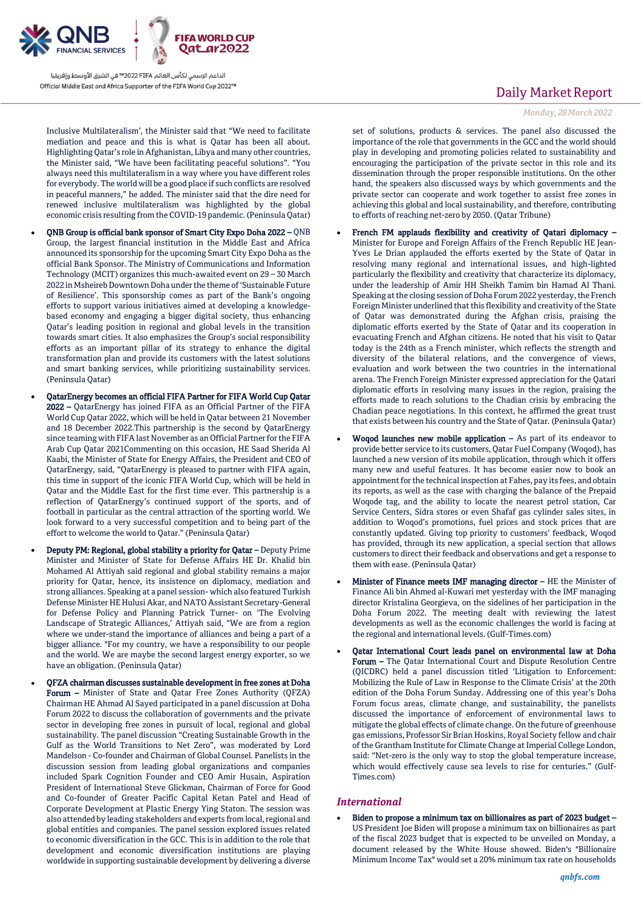Inclusive Multilateralism', the Minister said that "We need to facilitate mediation and peace and this is what is Qatar has been all about. Highlighting Qatar's role in Afghanistan, Libya and many other countries, the Minister said, "We have been facilitating peaceful solutions". "You always need this multilateralism in a way where you have different roles for everybody. The world will be a good place if such conflicts are resolved in peaceful manners," he added. The minister said that the dire need for renewed inclusive multilateralism was highlighted by the global economic crisis resulting from the COVID-19 pandemic. (Peninsula Qatar)

- **QNB Group is official bank sponsor of Smart City Expo Doha 2022 –** QNB Group, the largest financial institution in the Middle East and Africa announced its sponsorship for the upcoming Smart City Expo Doha as the official Bank Sponsor. The Ministry of Communications and Information Technology (MCIT) organizes this much-awaited event on 29 – 30 March 2022 in Msheireb Downtown Doha under the theme of 'Sustainable Future of Resilience'. This sponsorship comes as part of the Bank's ongoing efforts to support various initiatives aimed at developing a knowledge-based economy and engaging a bigger digital society, thus enhancing Qatar's leading position in regional and global levels in the transition towards smart cities. It also emphasizes the Group's social responsibility efforts as an important pillar of its strategy to enhance the digital transformation plan and provide its customers with the latest solutions and smart banking services, while prioritizing sustainability services. (Peninsula Qatar)
- **QatarEnergy becomes an official FIFA Partner for FIFA World Cup Qatar 2022 –** QatarEnergy has joined FIFA as an Official Partner of the FIFA World Cup Qatar 2022, which will be held in Qatar between 21 November and 18 December 2022.This partnership is the second by QatarEnergy since teaming with FIFA last November as an Official Partner for the FIFA Arab Cup Qatar 2021Commenting on this occasion, HE Saad Sherida Al Kaabi, the Minister of State for Energy Affairs, the President and CEO of QatarEnergy, said, "QatarEnergy is pleased to partner with FIFA again, this time in support of the iconic FIFA World Cup, which will be held in Qatar and the Middle East for the first time ever. This partnership is a reflection of QatarEnergy's continued support of the sports, and of football in particular as the central attraction of the sporting world. We look forward to a very successful competition and to being part of the effort to welcome the world to Qatar." (Peninsula Qatar)
- **Deputy PM: Regional, global stability a priority for Qatar –** Deputy Prime Minister and Minister of State for Defense Affairs HE Dr. Khalid bin Mohamed Al Attiyah said regional and global stability remains a major priority for Qatar, hence, its insistence on diplomacy, mediation and strong alliances. Speaking at a panel session- which also featured Turkish Defense Minister HE Hulusi Akar, and NATO Assistant Secretary-General for Defense Policy and Planning Patrick Turner- on 'The Evolving Landscape of Strategic Alliances,' Attiyah said, "We are from a region where we under-stand the importance of alliances and being a part of a bigger alliance. "For my country, we have a responsibility to our people and the world. We are maybe the second largest energy exporter, so we have an obligation. (Peninsula Qatar)
- **QFZA chairman discusses sustainable development in free zones at Doha Forum –** Minister of State and Qatar Free Zones Authority (QFZA) Chairman HE Ahmad Al Sayed participated in a panel discussion at Doha Forum 2022 to discuss the collaboration of governments and the private sector in developing free zones in pursuit of local, regional and global sustainability. The panel discussion "Creating Sustainable Growth in the Gulf as the World Transitions to Net Zero", was moderated by Lord Mandelson - Co-founder and Chairman of Global Counsel. Panelists in the discussion session from leading global organizations and companies included Spark Cognition Founder and CEO Amir Husain, Aspiration President of International Steve Glickman, Chairman of Force for Good and Co-founder of Greater Pacific Capital Ketan Patel and Head of Corporate Development at Plastic Energy Ying Staton. The session was also attended by leading stakeholders and experts from local, regional and global entities and companies. The panel session explored issues related to economic diversification in the GCC. This is in addition to the role that development and economic diversification institutions are playing worldwide in supporting sustainable development by delivering a diverse set of solutions, products & services. The panel also discussed the importance of the role that governments in the GCC and the world should play in developing and promoting policies related to sustainability and encouraging the participation of the private sector in this role and its dissemination through the proper responsible institutions. On the other hand, the speakers also discussed ways by which governments and the private sector can cooperate and work together to assist free zones in achieving this global and local sustainability, and therefore, contributing to efforts of reaching net-zero by 2050. (Qatar Tribune)
- **French FM applauds flexibility and creativity of Qatari diplomacy –** Minister for Europe and Foreign Affairs of the French Republic HE Jean-Yves Le Drian applauded the efforts exerted by the State of Qatar in resolving many regional and international issues, and high-lighted particularly the flexibility and creativity that characterize its diplomacy, under the leadership of Amir HH Sheikh Tamim bin Hamad Al Thani. Speaking at the closing session of Doha Forum 2022 yesterday, the French Foreign Minister underlined that this flexibility and creativity of the State of Qatar was demonstrated during the Afghan crisis, praising the diplomatic efforts exerted by the State of Qatar and its cooperation in evacuating French and Afghan citizens. He noted that his visit to Qatar today is the 24th as a French minister, which reflects the strength and diversity of the bilateral relations, and the convergence of views, evaluation and work between the two countries in the international arena. The French Foreign Minister expressed appreciation for the Qatari diplomatic efforts in resolving many issues in the region, praising the efforts made to reach solutions to the Chadian crisis by embracing the Chadian peace negotiations. In this context, he affirmed the great trust that exists between his country and the State of Qatar. (Peninsula Qatar)
- **Woqod launches new mobile application –** As part of its endeavor to provide better service to its customers, Qatar Fuel Company (Woqod), has launched a new version of its mobile application, through which it offers many new and useful features. It has become easier now to book an appointment for the technical inspection at Fahes, pay its fees, and obtain its reports, as well as the case with charging the balance of the Prepaid Woqode tag, and the ability to locate the nearest petrol station, Car Service Centers, Sidra stores or even Shafaf gas cylinder sales sites, in addition to Woqod's promotions, fuel prices and stock prices that are constantly updated. Giving top priority to customers' feedback, Woqod has provided, through its new application, a special section that allows customers to direct their feedback and observations and get a response to them with ease. (Peninsula Qatar)
- **Minister of Finance meets IMF managing director –** HE the Minister of Finance Ali bin Ahmed al-Kuwari met yesterday with the IMF managing director Kristalina Georgieva, on the sidelines of her participation in the Doha Forum 2022. The meeting dealt with reviewing the latest developments as well as the economic challenges the world is facing at the regional and international levels. (Gulf-Times.com)
- **Qatar International Court leads panel on environmental law at Doha Forum –** The Qatar International Court and Dispute Resolution Centre (QICDRC) held a panel discussion titled 'Litigation to Enforcement: Mobilizing the Rule of Law in Response to the Climate Crisis' at the 20th edition of the Doha Forum Sunday. Addressing one of this year's Doha Forum focus areas, climate change, and sustainability, the panelists discussed the importance of enforcement of environmental laws to mitigate the global effects of climate change. On the future of greenhouse gas emissions, Professor Sir Brian Hoskins, Royal Society fellow and chair of the Grantham Institute for Climate Change at Imperial College London, said: "Net-zero is the only way to stop the global temperature increase, which would effectively cause sea levels to rise for centuries." (Gulf-Times.com)

## *International*

- **Biden to propose a minimum tax on billionaires as part of 2023 budget –** US President Joe Biden will propose a minimum tax on billionaires as part of the fiscal 2023 budget that is expected to be unveiled on Monday, a document released by the White House showed. Biden's "Billionaire Minimum Income Tax" would set a 20% minimum tax rate on households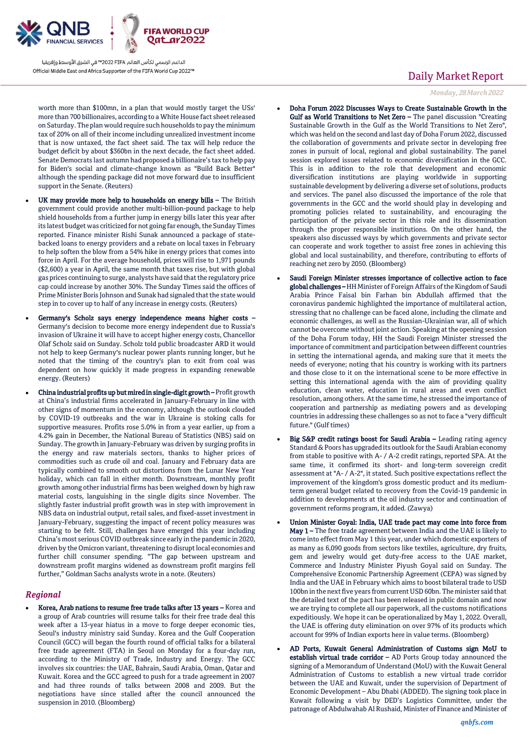worth more than $100mn, in a plan that would mostly target the USs' more than 700 billionaires, according to a White House fact sheet released on Saturday. The plan would require such households to pay the minimum tax of 20% on all of their income including unrealized investment income that is now untaxed, the fact sheet said. The tax will help reduce the budget deficit by about $360bn in the next decade, the fact sheet added. Senate Democrats last autumn had proposed a billionaire's tax to help pay for Biden's social and climate-change known as "Build Back Better" although the spending package did not move forward due to insufficient support in the Senate. (Reuters)

- **UK may provide more help to households on energy bills** – The British government could provide another multi-billion-pound package to help shield households from a further jump in energy bills later this year after its latest budget was criticized for not going far enough, the Sunday Times reported. Finance minister Rishi Sunak announced a package of state-backed loans to energy providers and a rebate on local taxes in February to help soften the blow from a 54% hike in energy prices that comes into force in April. For the average household, prices will rise to 1,971 pounds ($2,600) a year in April, the same month that taxes rise, but with global gas prices continuing to surge, analysts have said that the regulatory price cap could increase by another 30%. The Sunday Times said the offices of Prime Minister Boris Johnson and Sunak had signaled that the state would step in to cover up to half of any increase in energy costs. (Reuters)
- **Germany's Scholz says energy independence means higher costs** – Germany's decision to become more energy independent due to Russia's invasion of Ukraine it will have to accept higher energy costs, Chancellor Olaf Scholz said on Sunday. Scholz told public broadcaster ARD it would not help to keep Germany's nuclear power plants running longer, but he noted that the timing of the country's plan to exit from coal was dependent on how quickly it made progress in expanding renewable energy. (Reuters)
- **China industrial profits up but mired in single-digit growth** – Profit growth at China's industrial firms accelerated in January-February in line with other signs of momentum in the economy, although the outlook clouded by COVID-19 outbreaks and the war in Ukraine is stoking calls for supportive measures. Profits rose 5.0% in from a year earlier, up from a 4.2% gain in December, the National Bureau of Statistics (NBS) said on Sunday. The growth in January-February was driven by surging profits in the energy and raw materials sectors, thanks to higher prices of commodities such as crude oil and coal. January and February data are typically combined to smooth out distortions from the Lunar New Year holiday, which can fall in either month. Downstream, monthly profit growth among other industrial firms has been weighed down by high raw material costs, languishing in the single digits since November. The slightly faster industrial profit growth was in step with improvement in NBS data on industrial output, retail sales, and fixed-asset investment in January-February, suggesting the impact of recent policy measures was starting to be felt. Still, challenges have emerged this year including China's most serious COVID outbreak since early in the pandemic in 2020, driven by the Omicron variant, threatening to disrupt local economies and further chill consumer spending. "The gap between upstream and downstream profit margins widened as downstream profit margins fell further," Goldman Sachs analysts wrote in a note. (Reuters)

## *Regional*

- **Korea, Arab nations to resume free trade talks after 13 years** – Korea and a group of Arab countries will resume talks for their free trade deal this week after a 13-year hiatus in a move to forge deeper economic ties, Seoul's industry ministry said Sunday. Korea and the Gulf Cooperation Council (GCC) will began the fourth round of official talks for a bilateral free trade agreement (FTA) in Seoul on Monday for a four-day run, according to the Ministry of Trade, Industry and Energy. The GCC involves six countries: the UAE, Bahrain, Saudi Arabia, Oman, Qatar and Kuwait. Korea and the GCC agreed to push for a trade agreement in 2007 and had three rounds of talks between 2008 and 2009. But the negotiations have since stalled after the council announced the suspension in 2010. (Bloomberg)
- **Doha Forum 2022 Discusses Ways to Create Sustainable Growth in the Gulf as World Transitions to Net Zero** – The panel discussion "Creating Sustainable Growth in the Gulf as the World Transitions to Net Zero", which was held on the second and last day of Doha Forum 2022, discussed the collaboration of governments and private sector in developing free zones in pursuit of local, regional and global sustainability. The panel session explored issues related to economic diversification in the GCC. This is in addition to the role that development and economic diversification institutions are playing worldwide in supporting sustainable development by delivering a diverse set of solutions, products and services. The panel also discussed the importance of the role that governments in the GCC and the world should play in developing and promoting policies related to sustainability, and encouraging the participation of the private sector in this role and its dissemination through the proper responsible institutions. On the other hand, the speakers also discussed ways by which governments and private sector can cooperate and work together to assist free zones in achieving this global and local sustainability, and therefore, contributing to efforts of reaching net zero by 2050. (Bloomberg)
- **Saudi Foreign Minister stresses importance of collective action to face global challenges** – HH Minister of Foreign Affairs of the Kingdom of Saudi Arabia Prince Faisal bin Farhan bin Abdullah affirmed that the coronavirus pandemic highlighted the importance of multilateral action, stressing that no challenge can be faced alone, including the climate and economic challenges, as well as the Russian-Ukrainian war, all of which cannot be overcome without joint action. Speaking at the opening session of the Doha Forum today, HH the Saudi Foreign Minister stressed the importance of commitment and participation between different countries in setting the international agenda, and making sure that it meets the needs of everyone; noting that his country is working with its partners and those close to it on the international scene to be more effective in setting this international agenda with the aim of providing quality education, clean water, education in rural areas and even conflict resolution, among others. At the same time, he stressed the importance of cooperation and partnership as mediating powers and as developing countries in addressing these challenges so as not to face a "very difficult future." (Gulf times)
- **Big S&P credit ratings boost for Saudi Arabia** – Leading rating agency Standard & Poors has upgraded its outlook for the Saudi Arabian economy from stable to positive with A- / A-2 credit ratings, reported SPA. At the same time, it confirmed its short- and long-term sovereign credit assessment at "A- / A-2", it stated. Such positive expectations reflect the improvement of the kingdom's gross domestic product and its medium-term general budget related to recovery from the Covid-19 pandemic in addition to developments at the oil industry sector and continuation of government reforms program, it added. (Zawya)
- **Union Minister Goyal: India, UAE trade pact may come into force from May 1** – The free trade agreement between India and the UAE is likely to come into effect from May 1 this year, under which domestic exporters of as many as 6,090 goods from sectors like textiles, agriculture, dry fruits, gem and jewelry would get duty-free access to the UAE market, Commerce and Industry Minister Piyush Goyal said on Sunday. The Comprehensive Economic Partnership Agreement (CEPA) was signed by India and the UAE in February which aims to boost bilateral trade to USD 100bn in the next five years from current USD 60bn. The minister said that the detailed text of the pact has been released in public domain and now we are trying to complete all our paperwork, all the customs notifications expeditiously. We hope it can be operationalized by May 1, 2022. Overall, the UAE is offering duty elimination on over 97% of its products which account for 99% of Indian exports here in value terms. (Bloomberg)
- **AD Ports, Kuwait General Administration of Customs sign MoU to establish virtual trade corridor** – AD Ports Group today announced the signing of a Memorandum of Understand (MoU) with the Kuwait General Administration of Customs to establish a new virtual trade corridor between the UAE and Kuwait, under the supervision of Department of Economic Development – Abu Dhabi (ADDED). The signing took place in Kuwait following a visit by DED's Logistics Committee, under the patronage of Abdulwahab Al Rushaid, Minister of Finance and Minister of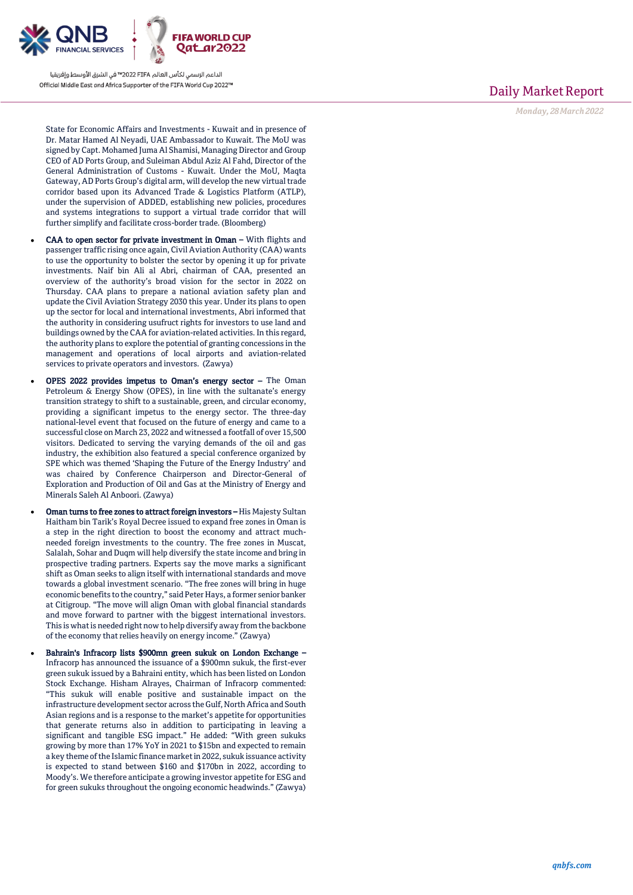State for Economic Affairs and Investments - Kuwait and in presence of Dr. Matar Hamed Al Neyadi, UAE Ambassador to Kuwait. The MoU was signed by Capt. Mohamed Juma Al Shamisi, Managing Director and Group CEO of AD Ports Group, and Suleiman Abdul Aziz Al Fahd, Director of the General Administration of Customs - Kuwait. Under the MoU, Maqta Gateway, AD Ports Group's digital arm, will develop the new virtual trade corridor based upon its Advanced Trade & Logistics Platform (ATLP), under the supervision of ADDED, establishing new policies, procedures and systems integrations to support a virtual trade corridor that will further simplify and facilitate cross-border trade. (Bloomberg)

- **CAA to open sector for private investment in Oman** – With flights and passenger traffic rising once again, Civil Aviation Authority (CAA) wants to use the opportunity to bolster the sector by opening it up for private investments. Naif bin Ali al Abri, chairman of CAA, presented an overview of the authority's broad vision for the sector in 2022 on Thursday. CAA plans to prepare a national aviation safety plan and update the Civil Aviation Strategy 2030 this year. Under its plans to open up the sector for local and international investments, Abri informed that the authority in considering usufruct rights for investors to use land and buildings owned by the CAA for aviation-related activities. In this regard, the authority plans to explore the potential of granting concessions in the management and operations of local airports and aviation-related services to private operators and investors. (Zawya)
- **OPES 2022 provides impetus to Oman's energy sector** – The Oman Petroleum & Energy Show (OPES), in line with the sultanate's energy transition strategy to shift to a sustainable, green, and circular economy, providing a significant impetus to the energy sector. The three-day national-level event that focused on the future of energy and came to a successful close on March 23, 2022 and witnessed a footfall of over 15,500 visitors. Dedicated to serving the varying demands of the oil and gas industry, the exhibition also featured a special conference organized by SPE which was themed 'Shaping the Future of the Energy Industry' and was chaired by Conference Chairperson and Director-General of Exploration and Production of Oil and Gas at the Ministry of Energy and Minerals Saleh Al Anboori. (Zawya)
- **Oman turns to free zones to attract foreign investors** – His Majesty Sultan Haitham bin Tarik's Royal Decree issued to expand free zones in Oman is a step in the right direction to boost the economy and attract much-needed foreign investments to the country. The free zones in Muscat, Salalah, Sohar and Duqm will help diversify the state income and bring in prospective trading partners. Experts say the move marks a significant shift as Oman seeks to align itself with international standards and move towards a global investment scenario. "The free zones will bring in huge economic benefits to the country," said Peter Hays, a former senior banker at Citigroup. "The move will align Oman with global financial standards and move forward to partner with the biggest international investors. This is what is needed right now to help diversify away from the backbone of the economy that relies heavily on energy income." (Zawya)
- **Bahrain's Infracorp lists $900mn green sukuk on London Exchange** – Infracorp has announced the issuance of a $900mn sukuk, the first-ever green sukuk issued by a Bahraini entity, which has been listed on London Stock Exchange. Hisham Alrayes, Chairman of Infracorp commented: "This sukuk will enable positive and sustainable impact on the infrastructure development sector across the Gulf, North Africa and South Asian regions and is a response to the market's appetite for opportunities that generate returns also in addition to participating in leaving a significant and tangible ESG impact." He added: "With green sukuks growing by more than 17% YoY in 2021 to $15bn and expected to remain a key theme of the Islamic finance market in 2022, sukuk issuance activity is expected to stand between $160 and $170bn in 2022, according to Moody's. We therefore anticipate a growing investor appetite for ESG and for green sukuks throughout the ongoing economic headwinds." (Zawya)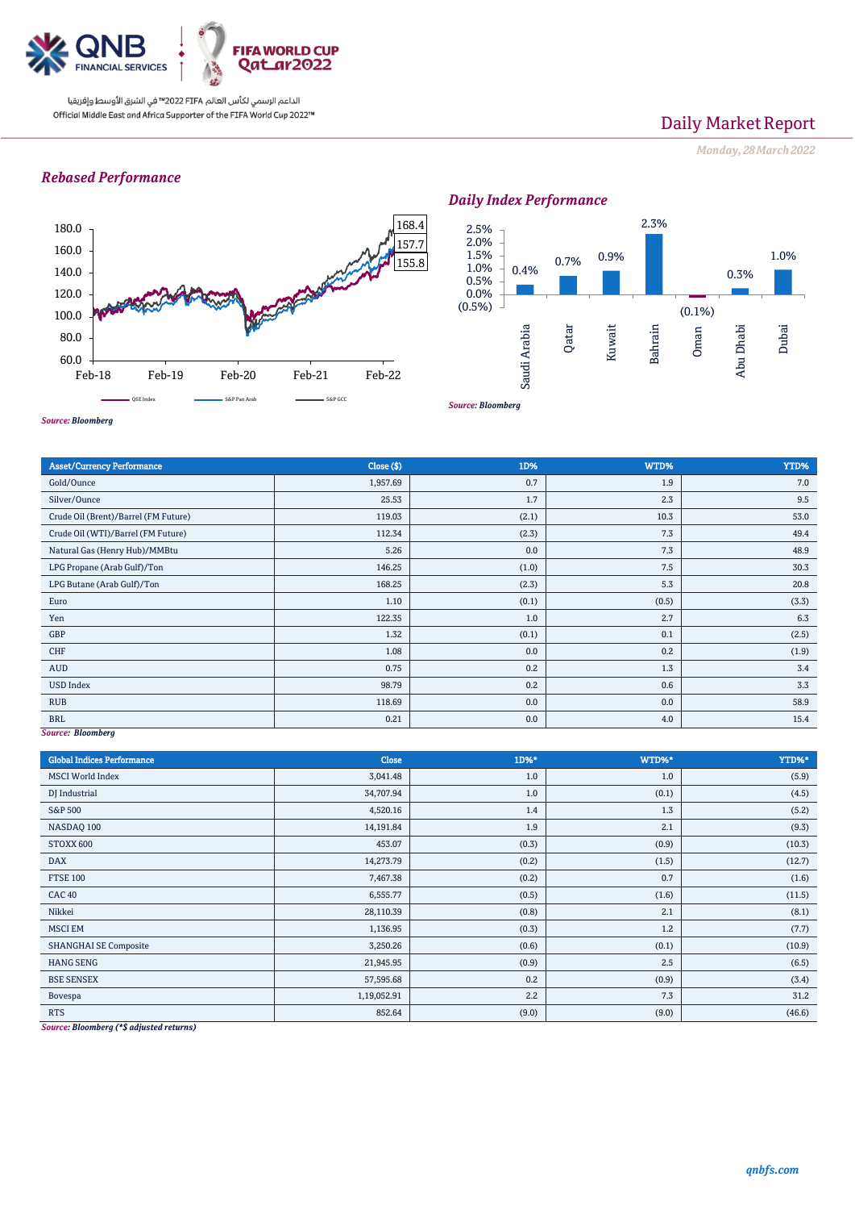## Rebased Performance

180.0
160.0
140.0
120.0
100.0
80.0
60.0

Feb-18 Feb-19 Feb-20 Feb-21 Feb-22

168.4
157.7
155.8

QSE Index — S&P Pan Arab — S&P GCC

*Source: Bloomberg*

## Daily Index Performance

| Saudi Arabia | Qatar | Kuwait | Bahrain | Oman | Abu Dhabi | Dubai |
|---|---|---|---|---|---|---|
| 0.4% | 0.7% | 0.9% | 2.3% | (0.1%) | 0.3% | 1.0% |

*Source: Bloomberg*

| Asset/Currency Performance | Close ($) | 1D% | WTD% | YTD% |
|---|---|---|---|---|
| Gold/Ounce | 1,957.69 | 0.7 | 1.9 | 7.0 |
| Silver/Ounce | 25.53 | 1.7 | 2.3 | 9.5 |
| Crude Oil (Brent)/Barrel (FM Future) | 119.03 | (2.1) | 10.3 | 53.0 |
| Crude Oil (WTI)/Barrel (FM Future) | 112.34 | (2.3) | 7.3 | 49.4 |
| Natural Gas (Henry Hub)/MMBtu | 5.26 | 0.0 | 7.3 | 48.9 |
| LPG Propane (Arab Gulf)/Ton | 146.25 | (1.0) | 7.5 | 30.3 |
| LPG Butane (Arab Gulf)/Ton | 168.25 | (2.3) | 5.3 | 20.8 |
| Euro | 1.10 | (0.1) | (0.5) | (3.3) |
| Yen | 122.35 | 1.0 | 2.7 | 6.3 |
| GBP | 1.32 | (0.1) | 0.1 | (2.5) |
| CHF | 1.08 | 0.0 | 0.2 | (1.9) |
| AUD | 0.75 | 0.2 | 1.3 | 3.4 |
| USD Index | 98.79 | 0.2 | 0.6 | 3.3 |
| RUB | 118.69 | 0.0 | 0.0 | 58.9 |
| BRL | 0.21 | 0.0 | 4.0 | 15.4 |

*Source: Bloomberg*

| Global Indices Performance | Close | 1D%* | WTD%* | YTD%* |
|---|---|---|---|---|
| MSCI World Index | 3,041.48 | 1.0 | 1.0 | (5.9) |
| DJ Industrial | 34,707.94 | 1.0 | (0.1) | (4.5) |
| S&P 500 | 4,520.16 | 1.4 | 1.3 | (5.2) |
| NASDAQ 100 | 14,191.84 | 1.9 | 2.1 | (9.3) |
| STOXX 600 | 453.07 | (0.3) | (0.9) | (10.3) |
| DAX | 14,273.79 | (0.2) | (1.5) | (12.7) |
| FTSE 100 | 7,467.38 | (0.2) | 0.7 | (1.6) |
| CAC 40 | 6,555.77 | (0.5) | (1.6) | (11.5) |
| Nikkei | 28,110.39 | (0.8) | 2.1 | (8.1) |
| MSCI EM | 1,136.95 | (0.3) | 1.2 | (7.7) |
| SHANGHAI SE Composite | 3,250.26 | (0.6) | (0.1) | (10.9) |
| HANG SENG | 21,945.95 | (0.9) | 2.5 | (6.5) |
| BSE SENSEX | 57,595.68 | 0.2 | (0.9) | (3.4) |
| Bovespa | 1,19,052.91 | 2.2 | 7.3 | 31.2 |
| RTS | 852.64 | (9.0) | (9.0) | (46.6) |

*Source: Bloomberg (*$ adjusted returns)*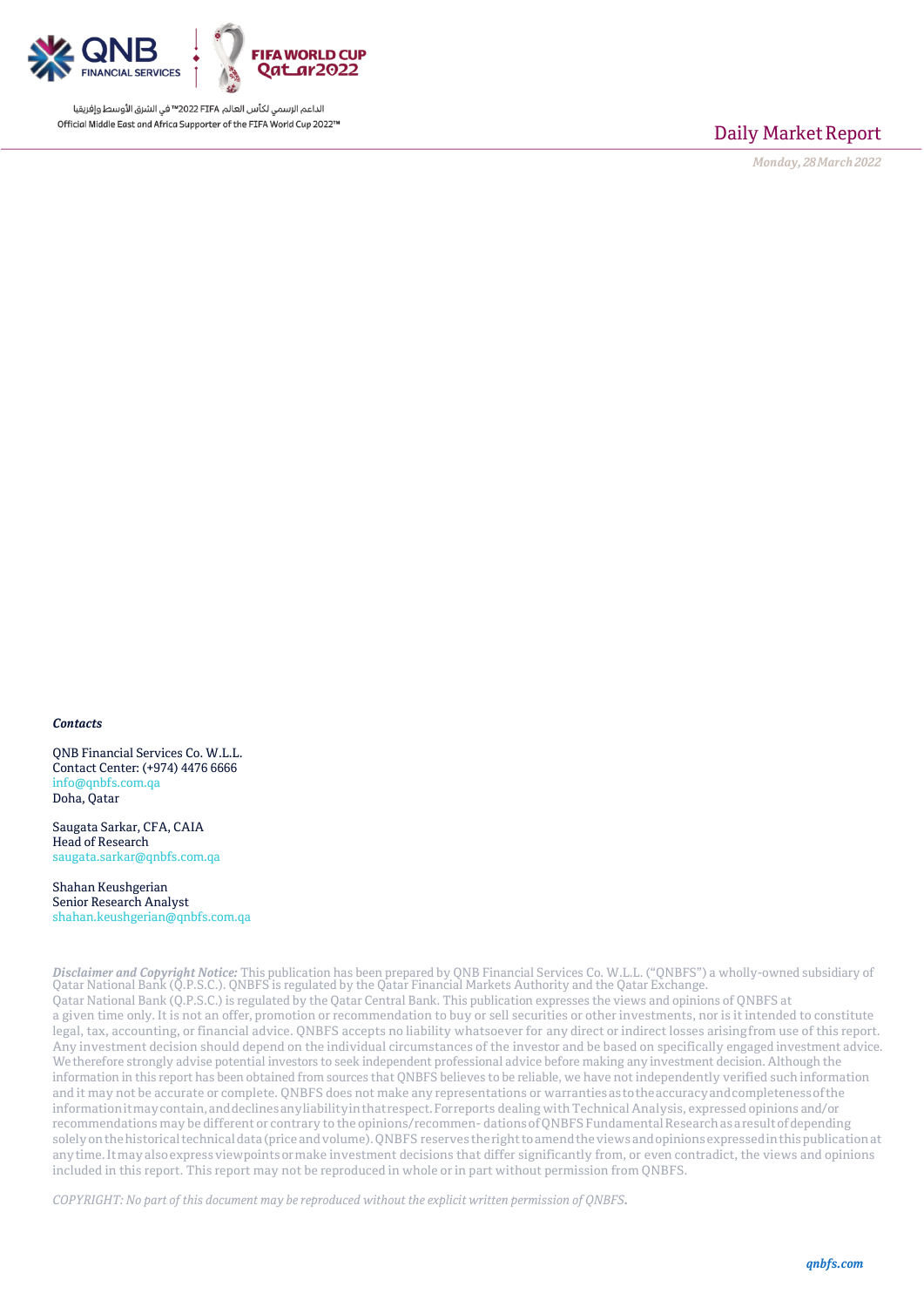*Contacts*

QNB Financial Services Co. W.L.L.
Contact Center: (+974) 4476 6666
info@qnbfs.com.qa
Doha, Qatar

Saugata Sarkar, CFA, CAIA
Head of Research
saugata.sarkar@qnbfs.com.qa

Shahan Keushgerian
Senior Research Analyst
shahan.keushgerian@qnbfs.com.qa

***Disclaimer and Copyright Notice:*** This publication has been prepared by QNB Financial Services Co. W.L.L. ("QNBFS") a wholly-owned subsidiary of Qatar National Bank (Q.P.S.C.). QNBFS is regulated by the Qatar Financial Markets Authority and the Qatar Exchange. Qatar National Bank (Q.P.S.C.) is regulated by the Qatar Central Bank. This publication expresses the views and opinions of QNBFS at a given time only. It is not an offer, promotion or recommendation to buy or sell securities or other investments, nor is it intended to constitute legal, tax, accounting, or financial advice. QNBFS accepts no liability whatsoever for any direct or indirect losses arising from use of this report. Any investment decision should depend on the individual circumstances of the investor and be based on specifically engaged investment advice. We therefore strongly advise potential investors to seek independent professional advice before making any investment decision. Although the information in this report has been obtained from sources that QNBFS believes to be reliable, we have not independently verified such information and it may not be accurate or complete. QNBFS does not make any representations or warranties as to the accuracy and completeness of the information it may contain, and declines any liability in that respect. For reports dealing with Technical Analysis, expressed opinions and/or recommendations may be different or contrary to the opinions/recommen- dations of QNBFS Fundamental Research as a result of depending solely on the historical technical data (price and volume). QNBFS reserves the right to amend the views and opinions expressed in this publication at any time. It may also express viewpoints or make investment decisions that differ significantly from, or even contradict, the views and opinions included in this report. This report may not be reproduced in whole or in part without permission from QNBFS.

*COPYRIGHT: No part of this document may be reproduced without the explicit written permission of QNBFS.*